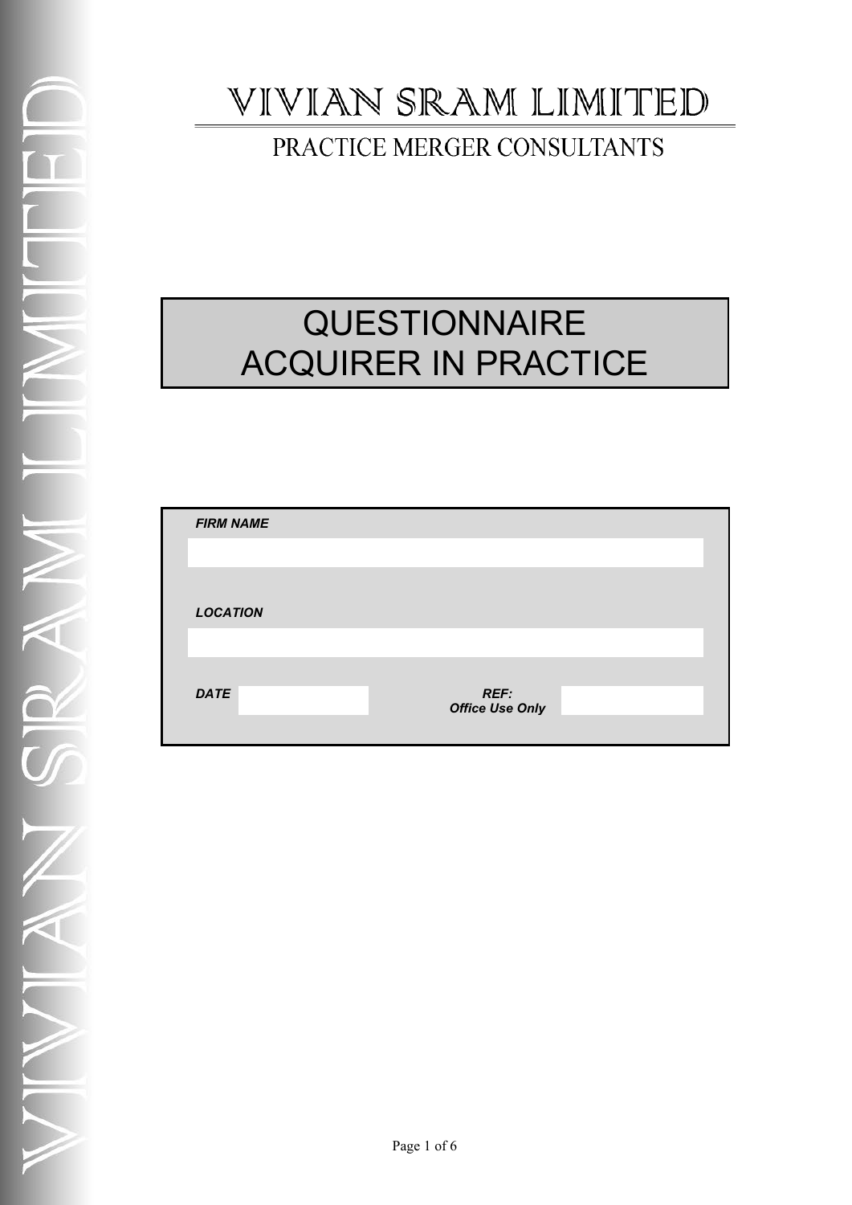# VIVIAN SRAM LIMITED

## PRACTICE MERGER CONSULTANTS

# QUESTIONNAIRE
# ACQUIRER IN PRACTICE

***FIRM NAME***

***LOCATION***

***DATE*** ***REF:*** ***Office Use Only***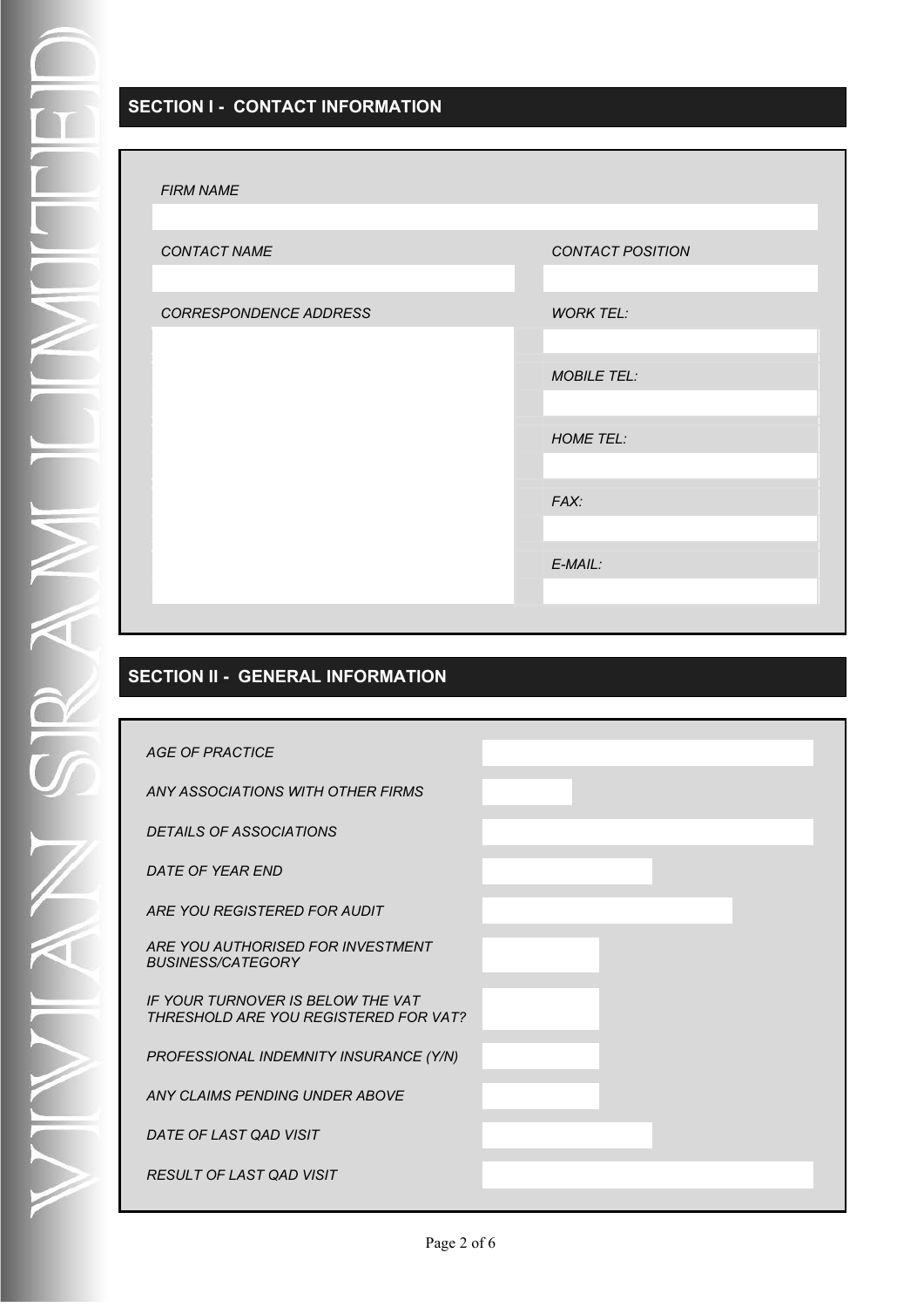## SECTION I - CONTACT INFORMATION

*FIRM NAME*

| | |
|---|---|
| *CONTACT NAME* | *CONTACT POSITION* |
| | |
| *CORRESPONDENCE ADDRESS* | *WORK TEL:* |
| | |
| | *MOBILE TEL:* |
| | |
| | *HOME TEL:* |
| | |
| | *FAX:* |
| | |
| | *E-MAIL:* |
| | |

## SECTION II - GENERAL INFORMATION

| | |
|---|---|
| *AGE OF PRACTICE* | |
| *ANY ASSOCIATIONS WITH OTHER FIRMS* | |
| *DETAILS OF ASSOCIATIONS* | |
| *DATE OF YEAR END* | |
| *ARE YOU REGISTERED FOR AUDIT* | |
| *ARE YOU AUTHORISED FOR INVESTMENT BUSINESS/CATEGORY* | |
| *IF YOUR TURNOVER IS BELOW THE VAT THRESHOLD ARE YOU REGISTERED FOR VAT?* | |
| *PROFESSIONAL INDEMNITY INSURANCE (Y/N)* | |
| *ANY CLAIMS PENDING UNDER ABOVE* | |
| *DATE OF LAST QAD VISIT* | |
| *RESULT OF LAST QAD VISIT* | |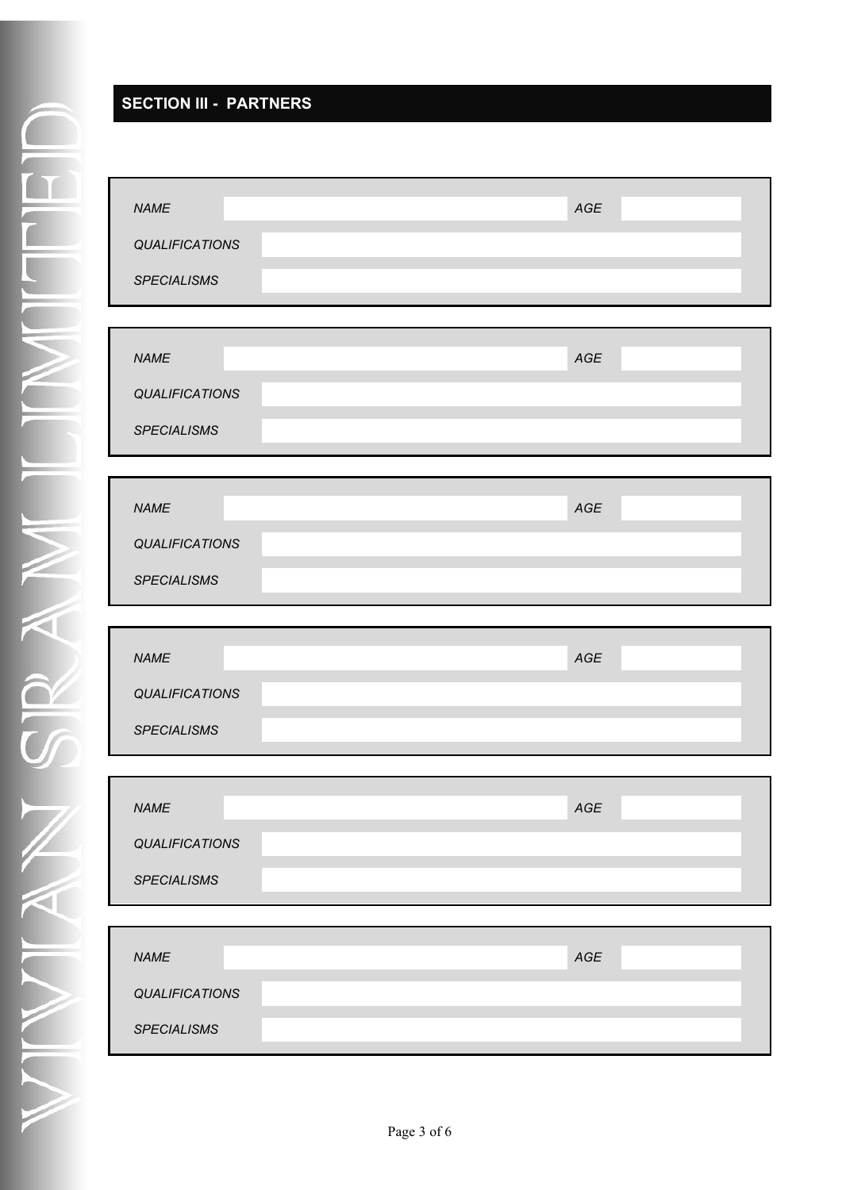## SECTION III - PARTNERS

| *NAME* | | *AGE* | |
|---|---|---|---|
| *QUALIFICATIONS* | | | |
| *SPECIALISMS* | | | |

| *NAME* | | *AGE* | |
|---|---|---|---|
| *QUALIFICATIONS* | | | |
| *SPECIALISMS* | | | |

| *NAME* | | *AGE* | |
|---|---|---|---|
| *QUALIFICATIONS* | | | |
| *SPECIALISMS* | | | |

| *NAME* | | *AGE* | |
|---|---|---|---|
| *QUALIFICATIONS* | | | |
| *SPECIALISMS* | | | |

| *NAME* | | *AGE* | |
|---|---|---|---|
| *QUALIFICATIONS* | | | |
| *SPECIALISMS* | | | |

| *NAME* | | *AGE* | |
|---|---|---|---|
| *QUALIFICATIONS* | | | |
| *SPECIALISMS* | | | |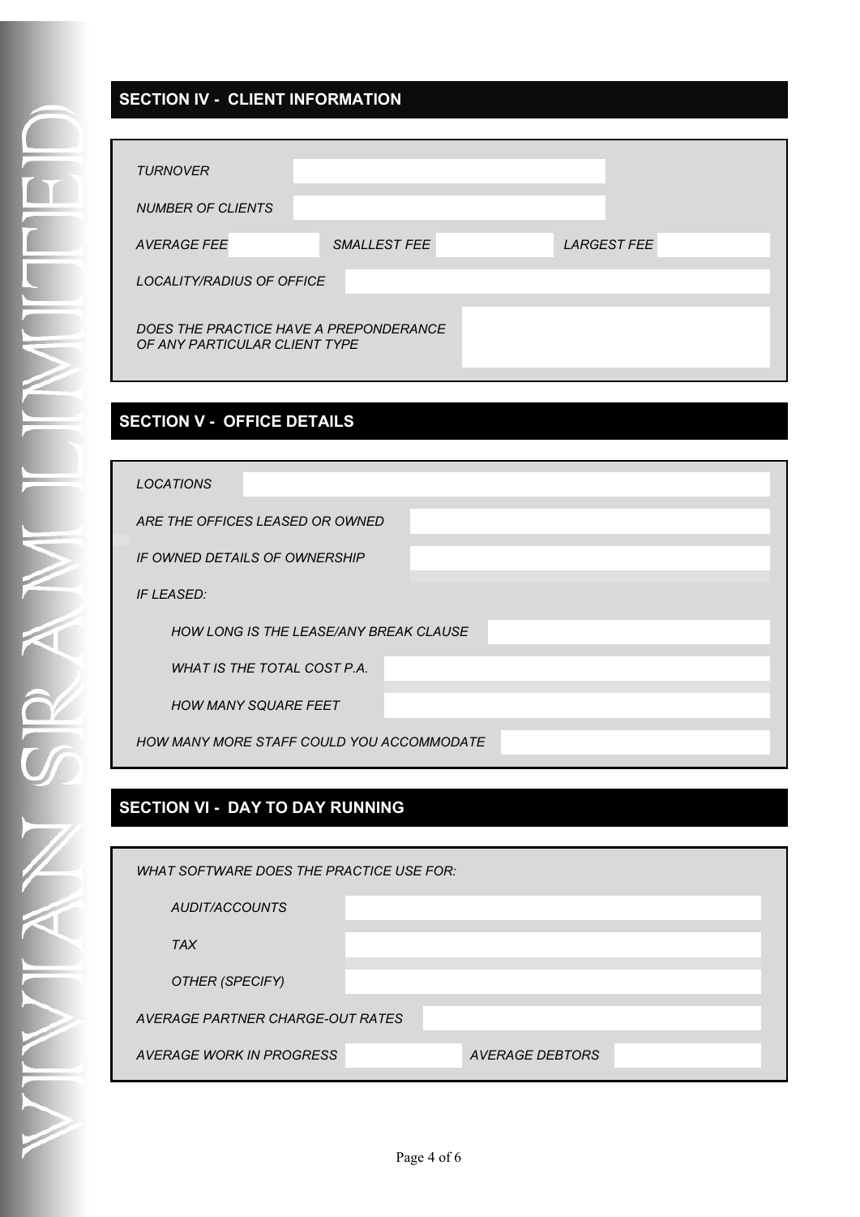## SECTION IV - CLIENT INFORMATION

*TURNOVER*

*NUMBER OF CLIENTS*

*AVERAGE FEE* | *SMALLEST FEE* | *LARGEST FEE*

*LOCALITY/RADIUS OF OFFICE*

*DOES THE PRACTICE HAVE A PREPONDERANCE OF ANY PARTICULAR CLIENT TYPE*

## SECTION V - OFFICE DETAILS

*LOCATIONS*

*ARE THE OFFICES LEASED OR OWNED*

*IF OWNED DETAILS OF OWNERSHIP*

*IF LEASED:*

- *HOW LONG IS THE LEASE/ANY BREAK CLAUSE*
- *WHAT IS THE TOTAL COST P.A.*
- *HOW MANY SQUARE FEET*

*HOW MANY MORE STAFF COULD YOU ACCOMMODATE*

## SECTION VI - DAY TO DAY RUNNING

*WHAT SOFTWARE DOES THE PRACTICE USE FOR:*

- *AUDIT/ACCOUNTS*
- *TAX*
- *OTHER (SPECIFY)*

*AVERAGE PARTNER CHARGE-OUT RATES*

*AVERAGE WORK IN PROGRESS* | *AVERAGE DEBTORS*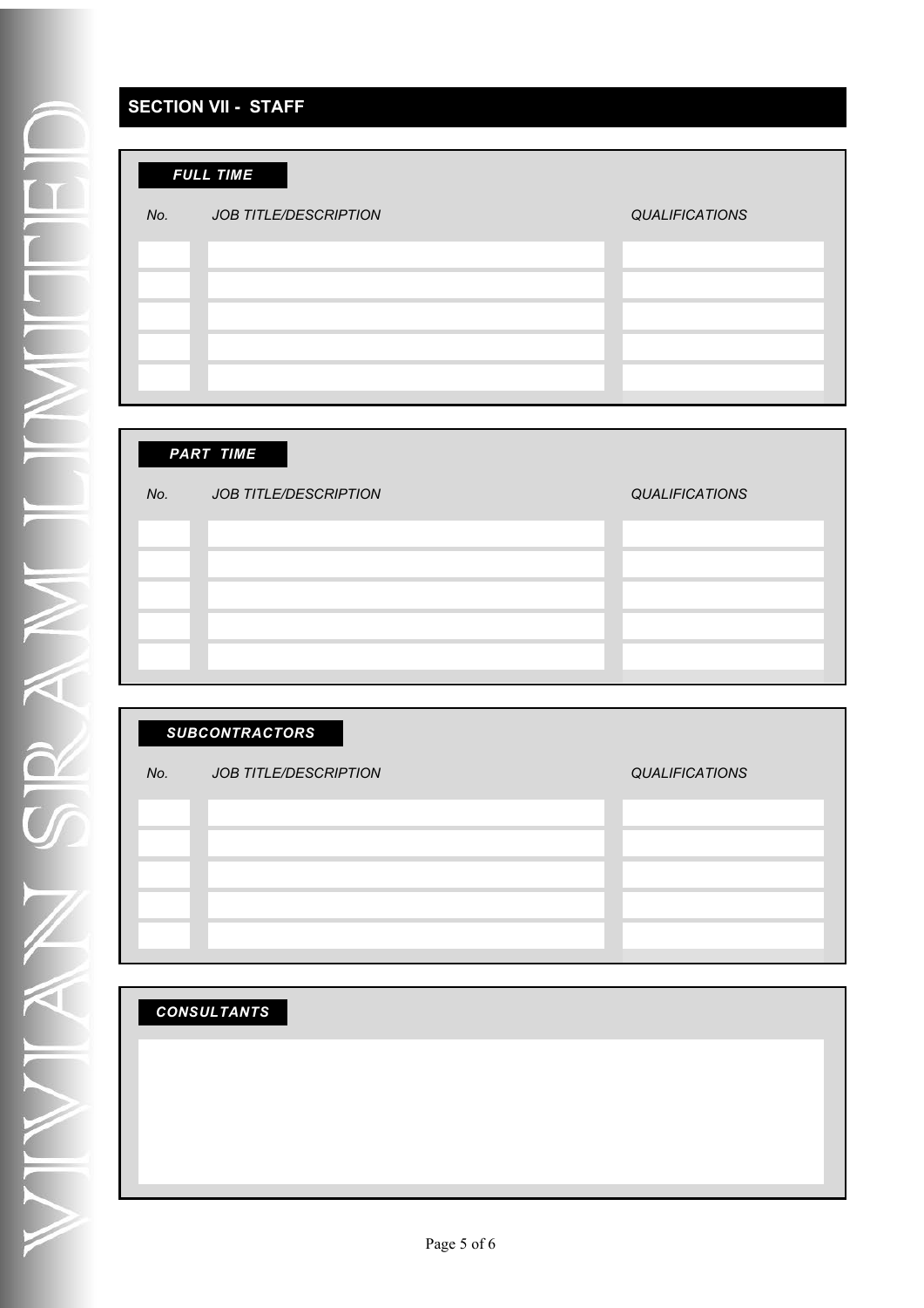## SECTION VII - STAFF

### *FULL TIME*

| *No.* | *JOB TITLE/DESCRIPTION* | *QUALIFICATIONS* |
|---|---|---|
| | | |
| | | |
| | | |
| | | |
| | | |

### *PART TIME*

| *No.* | *JOB TITLE/DESCRIPTION* | *QUALIFICATIONS* |
|---|---|---|
| | | |
| | | |
| | | |
| | | |
| | | |

### *SUBCONTRACTORS*

| *No.* | *JOB TITLE/DESCRIPTION* | *QUALIFICATIONS* |
|---|---|---|
| | | |
| | | |
| | | |
| | | |
| | | |

### *CONSULTANTS*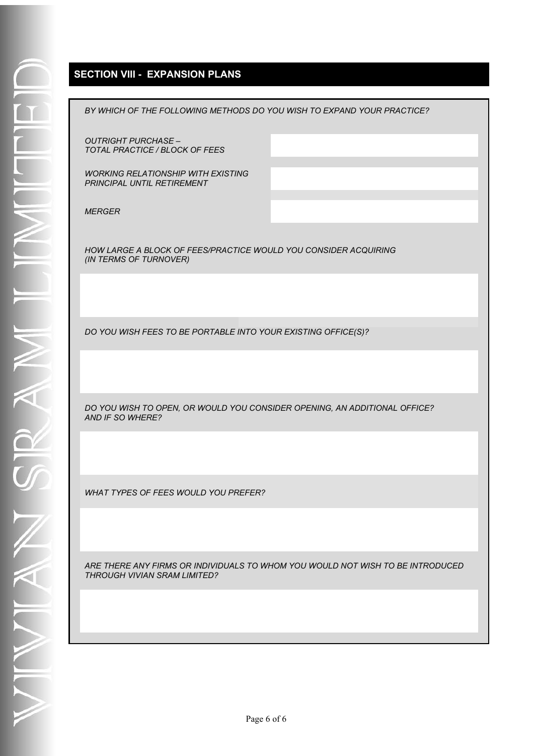## SECTION VIII - EXPANSION PLANS

*BY WHICH OF THE FOLLOWING METHODS DO YOU WISH TO EXPAND YOUR PRACTICE?*

| | |
|---|---|
| *OUTRIGHT PURCHASE – TOTAL PRACTICE / BLOCK OF FEES* | |
| *WORKING RELATIONSHIP WITH EXISTING PRINCIPAL UNTIL RETIREMENT* | |
| *MERGER* | |

*HOW LARGE A BLOCK OF FEES/PRACTICE WOULD YOU CONSIDER ACQUIRING (IN TERMS OF TURNOVER)*

*DO YOU WISH FEES TO BE PORTABLE INTO YOUR EXISTING OFFICE(S)?*

*DO YOU WISH TO OPEN, OR WOULD YOU CONSIDER OPENING, AN ADDITIONAL OFFICE? AND IF SO WHERE?*

*WHAT TYPES OF FEES WOULD YOU PREFER?*

*ARE THERE ANY FIRMS OR INDIVIDUALS TO WHOM YOU WOULD NOT WISH TO BE INTRODUCED THROUGH VIVIAN SRAM LIMITED?*